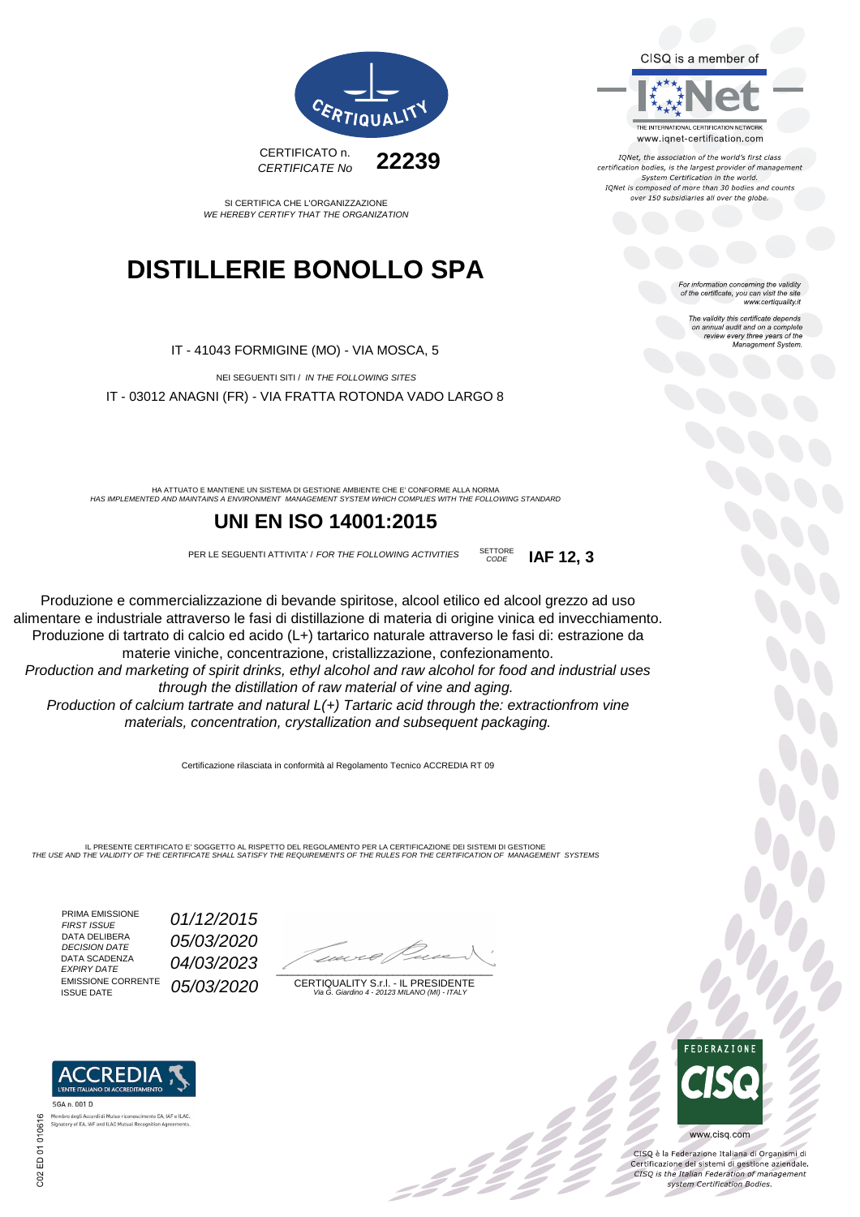CERTIQUALITY

CERTIFICATO n.
*CERTIFICATE No* **22239**

SI CERTIFICA CHE L'ORGANIZZAZIONE
*WE HEREBY CERTIFY THAT THE ORGANIZATION*

# DISTILLERIE BONOLLO SPA

IT - 41043 FORMIGINE (MO) - VIA MOSCA, 5

NEI SEGUENTI SITI / *IN THE FOLLOWING SITES*

IT - 03012 ANAGNI (FR) - VIA FRATTA ROTONDA VADO LARGO 8

HA ATTUATO E MANTIENE UN SISTEMA DI GESTIONE AMBIENTE CHE E' CONFORME ALLA NORMA
*HAS IMPLEMENTED AND MAINTAINS A ENVIRONMENT MANAGEMENT SYSTEM WHICH COMPLIES WITH THE FOLLOWING STANDARD*

## UNI EN ISO 14001:2015

PER LE SEGUENTI ATTIVITA' / *FOR THE FOLLOWING ACTIVITIES* SETTORE *CODE* **IAF 12, 3**

Produzione e commercializzazione di bevande spiritose, alcool etilico ed alcool grezzo ad uso alimentare e industriale attraverso le fasi di distillazione di materia di origine vinica ed invecchiamento. Produzione di tartrato di calcio ed acido (L+) tartarico naturale attraverso le fasi di: estrazione da materie viniche, concentrazione, cristallizzazione, confezionamento.

*Production and marketing of spirit drinks, ethyl alcohol and raw alcohol for food and industrial uses through the distillation of raw material of vine and aging.*
*Production of calcium tartrate and natural L(+) Tartaric acid through the: extractionfrom vine materials, concentration, crystallization and subsequent packaging.*

Certificazione rilasciata in conformità al Regolamento Tecnico ACCREDIA RT 09

IL PRESENTE CERTIFICATO E' SOGGETTO AL RISPETTO DEL REGOLAMENTO PER LA CERTIFICAZIONE DEI SISTEMI DI GESTIONE
*THE USE AND THE VALIDITY OF THE CERTIFICATE SHALL SATISFY THE REQUIREMENTS OF THE RULES FOR THE CERTIFICATION OF MANAGEMENT SYSTEMS*

| | |
|---|---|
| PRIMA EMISSIONE *FIRST ISSUE* | *01/12/2015* |
| DATA DELIBERA *DECISION DATE* | *05/03/2020* |
| DATA SCADENZA *EXPIRY DATE* | *04/03/2023* |
| EMISSIONE CORRENTE ISSUE DATE | *05/03/2020* |

CERTIQUALITY S.r.l. - IL PRESIDENTE
*Via G. Giardino 4 - 20123 MILANO (MI) - ITALY*

CISQ is a member of IQNet
THE INTERNATIONAL CERTIFICATION NETWORK
www.iqnet-certification.com

*IQNet, the association of the world's first class certification bodies, is the largest provider of management System Certification in the world. IQNet is composed of more than 30 bodies and counts over 150 subsidiaries all over the globe.*

*For information concerning the validity of the certificate, you can visit the site www.certiquality.it*

*The validity this certificate depends on annual audit and on a complete review every three years of the Management System.*

ACCREDIA
L'ENTE ITALIANO DI ACCREDITAMENTO
SGA n. 001 D
Membro degli Accordi di Mutuo riconoscimento EA, IAF e ILAC.
Signatory of EA, IAF and ILAC Mutual Recognition Agreements.

C02 ED 01 010616

FEDERAZIONE CISQ
www.cisq.com

CISQ è la Federazione Italiana di Organismi di Certificazione dei sistemi di gestione aziendale.
*CISQ is the Italian Federation of management system Certification Bodies.*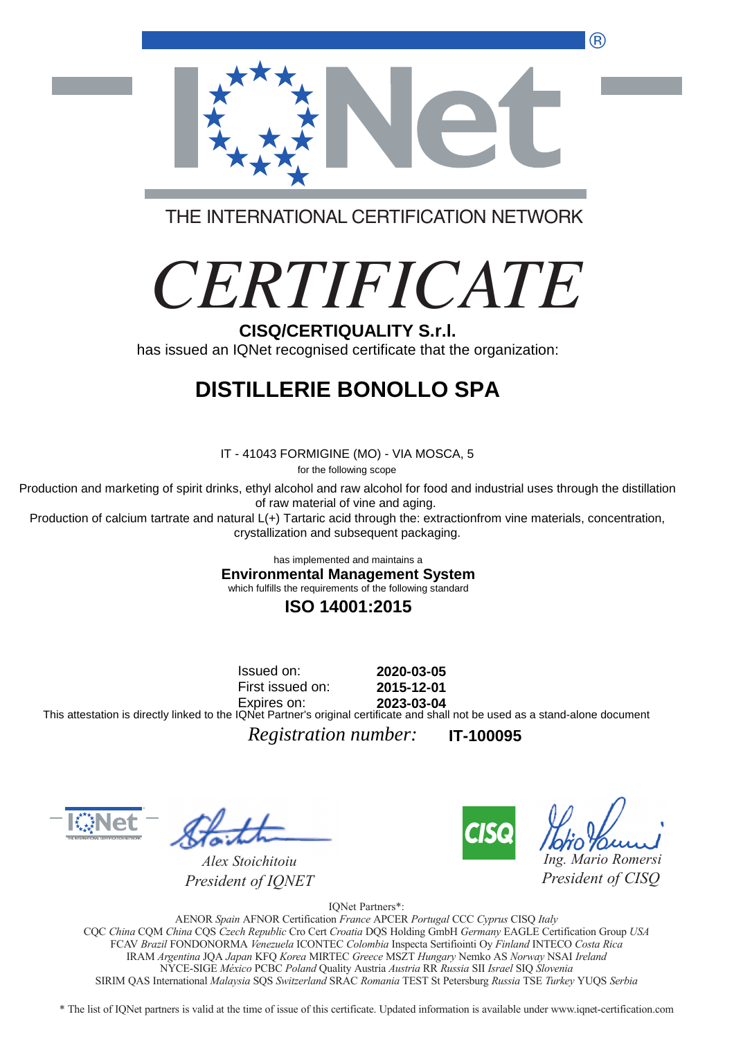THE INTERNATIONAL CERTIFICATION NETWORK

# *CERTIFICATE*

**CISQ/CERTIQUALITY S.r.l.**

has issued an IQNet recognised certificate that the organization:

## DISTILLERIE BONOLLO SPA

IT - 41043 FORMIGINE (MO) - VIA MOSCA, 5

for the following scope

Production and marketing of spirit drinks, ethyl alcohol and raw alcohol for food and industrial uses through the distillation of raw material of vine and aging.
Production of calcium tartrate and natural L(+) Tartaric acid through the: extractionfrom vine materials, concentration, crystallization and subsequent packaging.

has implemented and maintains a

**Environmental Management System**

which fulfills the requirements of the following standard

**ISO 14001:2015**

Issued on: **2020-03-05**
First issued on: **2015-12-01**
Expires on: **2023-03-04**

This attestation is directly linked to the IQNet Partner's original certificate and shall not be used as a stand-alone document

*Registration number:* **IT-100095**

*Alex Stoichitoiu*
*President of IQNET*

*Ing. Mario Romersi*
*President of CISQ*

IQNet Partners*:

AENOR *Spain* AFNOR Certification *France* APCER *Portugal* CCC *Cyprus* CISQ *Italy*
CQC *China* CQM *China* CQS *Czech Republic* Cro Cert *Croatia* DQS Holding GmbH *Germany* EAGLE Certification Group *USA*
FCAV *Brazil* FONDONORMA *Venezuela* ICONTEC *Colombia* Inspecta Sertifiointi Oy *Finland* INTECO *Costa Rica*
IRAM *Argentina* JQA *Japan* KFQ *Korea* MIRTEC *Greece* MSZT *Hungary* Nemko AS *Norway* NSAI *Ireland*
NYCE-SIGE *México* PCBC *Poland* Quality Austria *Austria* RR *Russia* SII *Israel* SIQ *Slovenia*
SIRIM QAS International *Malaysia* SQS *Switzerland* SRAC *Romania* TEST St Petersburg *Russia* TSE *Turkey* YUQS *Serbia*

* The list of IQNet partners is valid at the time of issue of this certificate. Updated information is available under www.iqnet-certification.com